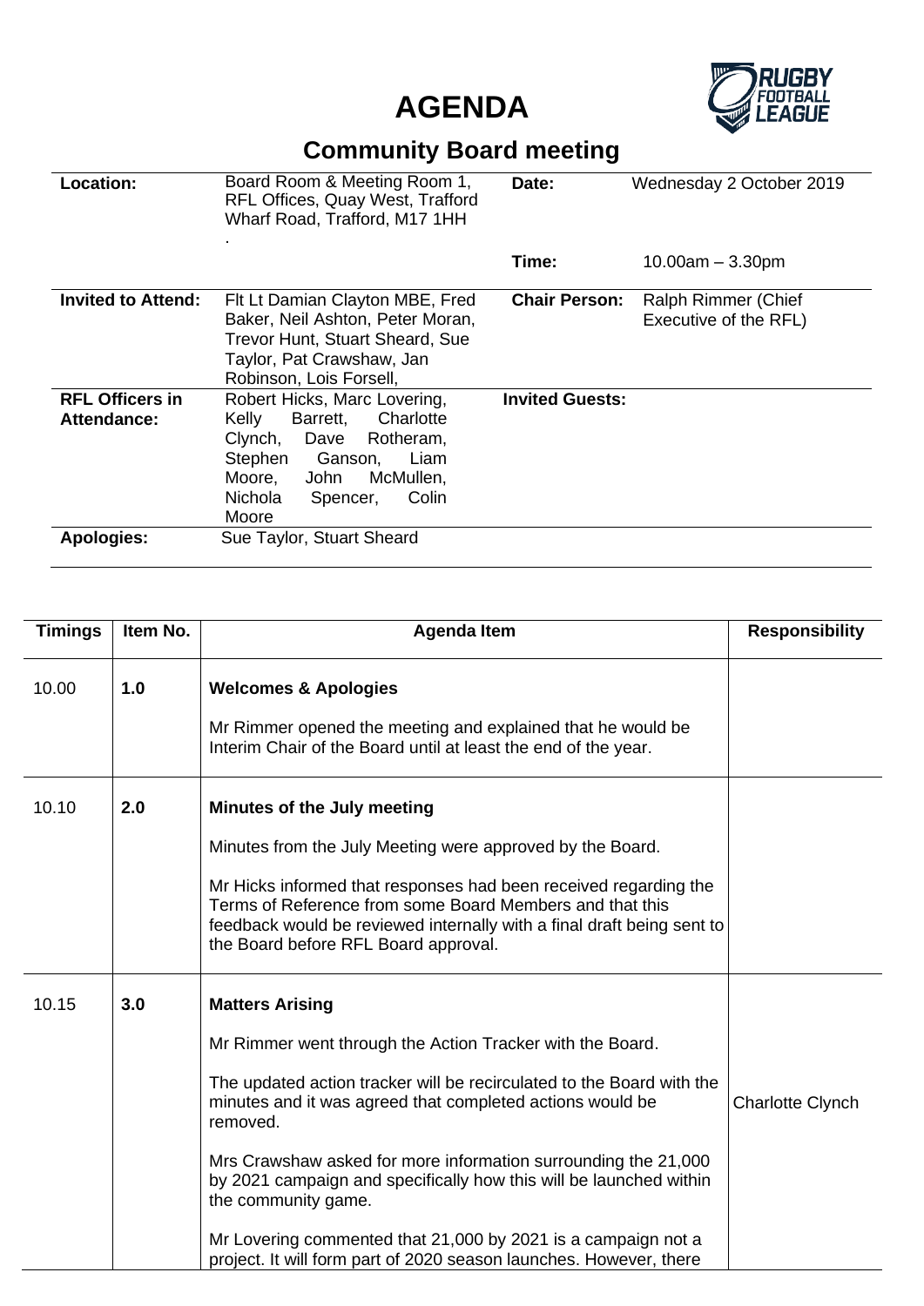# AGENDA

## Community Board meeting

| | | | |
|---|---|---|---|
| **Location:** | Board Room & Meeting Room 1, RFL Offices, Quay West, Trafford Wharf Road, Trafford, M17 1HH . | **Date:** | Wednesday 2 October 2019 |
| | | **Time:** | 10.00am – 3.30pm |
| **Invited to Attend:** | Flt Lt Damian Clayton MBE, Fred Baker, Neil Ashton, Peter Moran, Trevor Hunt, Stuart Sheard, Sue Taylor, Pat Crawshaw, Jan Robinson, Lois Forsell, | **Chair Person:** | Ralph Rimmer (Chief Executive of the RFL) |
| **RFL Officers in Attendance:** | Robert Hicks, Marc Lovering, Kelly Barrett, Charlotte Clynch, Dave Rotheram, Stephen Ganson, Liam Moore, John McMullen, Nichola Spencer, Colin Moore | **Invited Guests:** | |
| **Apologies:** | Sue Taylor, Stuart Sheard | | |

| Timings | Item No. | Agenda Item | Responsibility |
|---|---|---|---|
| 10.00 | **1.0** | **Welcomes & Apologies**<br><br>Mr Rimmer opened the meeting and explained that he would be Interim Chair of the Board until at least the end of the year. | |
| 10.10 | **2.0** | **Minutes of the July meeting**<br><br>Minutes from the July Meeting were approved by the Board.<br><br>Mr Hicks informed that responses had been received regarding the Terms of Reference from some Board Members and that this feedback would be reviewed internally with a final draft being sent to the Board before RFL Board approval. | |
| 10.15 | **3.0** | **Matters Arising**<br><br>Mr Rimmer went through the Action Tracker with the Board.<br><br>The updated action tracker will be recirculated to the Board with the minutes and it was agreed that completed actions would be removed.<br><br>Mrs Crawshaw asked for more information surrounding the 21,000 by 2021 campaign and specifically how this will be launched within the community game.<br><br>Mr Lovering commented that 21,000 by 2021 is a campaign not a project. It will form part of 2020 season launches. However, there | Charlotte Clynch |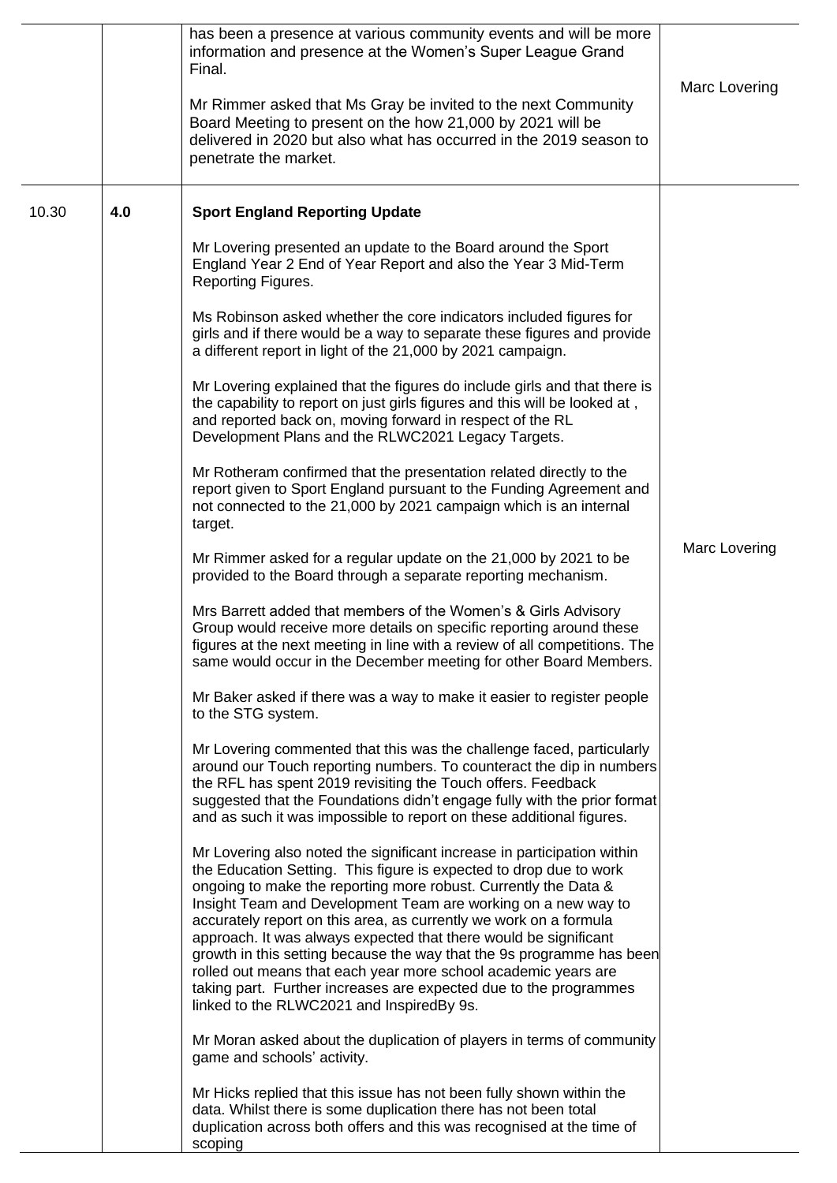| | | | |
|---|---|---|---|
| | | has been a presence at various community events and will be more information and presence at the Women's Super League Grand Final.<br><br>Mr Rimmer asked that Ms Gray be invited to the next Community Board Meeting to present on the how 21,000 by 2021 will be delivered in 2020 but also what has occurred in the 2019 season to penetrate the market. | Marc Lovering |
| 10.30 | **4.0** | **Sport England Reporting Update**<br><br>Mr Lovering presented an update to the Board around the Sport England Year 2 End of Year Report and also the Year 3 Mid-Term Reporting Figures.<br><br>Ms Robinson asked whether the core indicators included figures for girls and if there would be a way to separate these figures and provide a different report in light of the 21,000 by 2021 campaign.<br><br>Mr Lovering explained that the figures do include girls and that there is the capability to report on just girls figures and this will be looked at , and reported back on, moving forward in respect of the RL Development Plans and the RLWC2021 Legacy Targets.<br><br>Mr Rotheram confirmed that the presentation related directly to the report given to Sport England pursuant to the Funding Agreement and not connected to the 21,000 by 2021 campaign which is an internal target.<br><br>Mr Rimmer asked for a regular update on the 21,000 by 2021 to be provided to the Board through a separate reporting mechanism.<br><br>Mrs Barrett added that members of the Women's & Girls Advisory Group would receive more details on specific reporting around these figures at the next meeting in line with a review of all competitions. The same would occur in the December meeting for other Board Members.<br><br>Mr Baker asked if there was a way to make it easier to register people to the STG system.<br><br>Mr Lovering commented that this was the challenge faced, particularly around our Touch reporting numbers. To counteract the dip in numbers the RFL has spent 2019 revisiting the Touch offers. Feedback suggested that the Foundations didn't engage fully with the prior format and as such it was impossible to report on these additional figures.<br><br>Mr Lovering also noted the significant increase in participation within the Education Setting. This figure is expected to drop due to work ongoing to make the reporting more robust. Currently the Data & Insight Team and Development Team are working on a new way to accurately report on this area, as currently we work on a formula approach. It was always expected that there would be significant growth in this setting because the way that the 9s programme has been rolled out means that each year more school academic years are taking part. Further increases are expected due to the programmes linked to the RLWC2021 and InspiredBy 9s.<br><br>Mr Moran asked about the duplication of players in terms of community game and schools' activity.<br><br>Mr Hicks replied that this issue has not been fully shown within the data. Whilst there is some duplication there has not been total duplication across both offers and this was recognised at the time of scoping | Marc Lovering |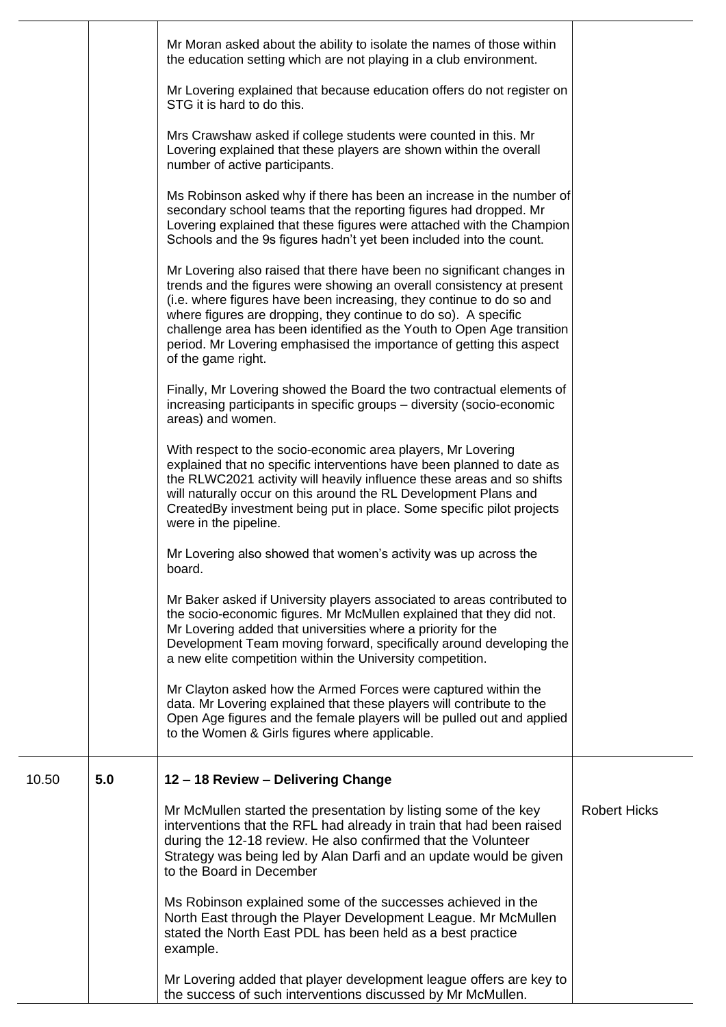| | | | |
|---|---|---|---|
| | | Mr Moran asked about the ability to isolate the names of those within the education setting which are not playing in a club environment.<br><br>Mr Lovering explained that because education offers do not register on STG it is hard to do this.<br><br>Mrs Crawshaw asked if college students were counted in this. Mr Lovering explained that these players are shown within the overall number of active participants.<br><br>Ms Robinson asked why if there has been an increase in the number of secondary school teams that the reporting figures had dropped. Mr Lovering explained that these figures were attached with the Champion Schools and the 9s figures hadn't yet been included into the count.<br><br>Mr Lovering also raised that there have been no significant changes in trends and the figures were showing an overall consistency at present (i.e. where figures have been increasing, they continue to do so and where figures are dropping, they continue to do so). A specific challenge area has been identified as the Youth to Open Age transition period. Mr Lovering emphasised the importance of getting this aspect of the game right.<br><br>Finally, Mr Lovering showed the Board the two contractual elements of increasing participants in specific groups – diversity (socio-economic areas) and women.<br><br>With respect to the socio-economic area players, Mr Lovering explained that no specific interventions have been planned to date as the RLWC2021 activity will heavily influence these areas and so shifts will naturally occur on this around the RL Development Plans and CreatedBy investment being put in place. Some specific pilot projects were in the pipeline.<br><br>Mr Lovering also showed that women's activity was up across the board.<br><br>Mr Baker asked if University players associated to areas contributed to the socio-economic figures. Mr McMullen explained that they did not. Mr Lovering added that universities where a priority for the Development Team moving forward, specifically around developing the a new elite competition within the University competition.<br><br>Mr Clayton asked how the Armed Forces were captured within the data. Mr Lovering explained that these players will contribute to the Open Age figures and the female players will be pulled out and applied to the Women & Girls figures where applicable. | |
| 10.50 | **5.0** | **12 – 18 Review – Delivering Change**<br><br>Mr McMullen started the presentation by listing some of the key interventions that the RFL had already in train that had been raised during the 12-18 review. He also confirmed that the Volunteer Strategy was being led by Alan Darfi and an update would be given to the Board in December<br><br>Ms Robinson explained some of the successes achieved in the North East through the Player Development League. Mr McMullen stated the North East PDL has been held as a best practice example.<br><br>Mr Lovering added that player development league offers are key to the success of such interventions discussed by Mr McMullen. | Robert Hicks |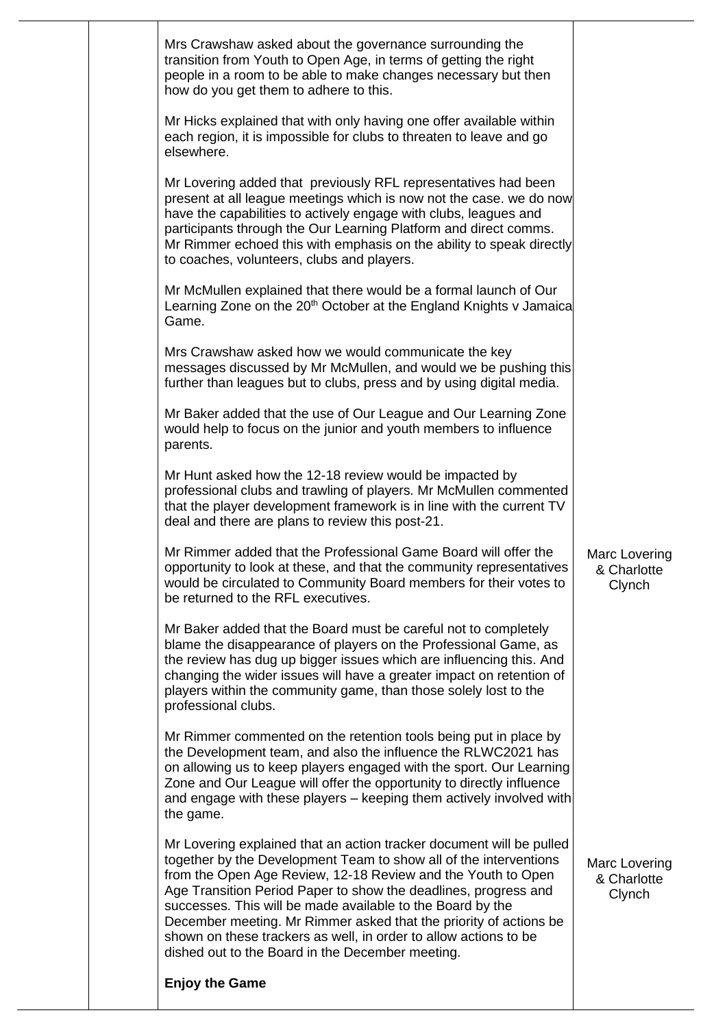| | | | |
|---|---|---|---|
| | | Mrs Crawshaw asked about the governance surrounding the transition from Youth to Open Age, in terms of getting the right people in a room to be able to make changes necessary but then how do you get them to adhere to this.<br><br>Mr Hicks explained that with only having one offer available within each region, it is impossible for clubs to threaten to leave and go elsewhere.<br><br>Mr Lovering added that previously RFL representatives had been present at all league meetings which is now not the case. we do now have the capabilities to actively engage with clubs, leagues and participants through the Our Learning Platform and direct comms. Mr Rimmer echoed this with emphasis on the ability to speak directly to coaches, volunteers, clubs and players.<br><br>Mr McMullen explained that there would be a formal launch of Our Learning Zone on the 20th October at the England Knights v Jamaica Game.<br><br>Mrs Crawshaw asked how we would communicate the key messages discussed by Mr McMullen, and would we be pushing this further than leagues but to clubs, press and by using digital media.<br><br>Mr Baker added that the use of Our League and Our Learning Zone would help to focus on the junior and youth members to influence parents.<br><br>Mr Hunt asked how the 12-18 review would be impacted by professional clubs and trawling of players. Mr McMullen commented that the player development framework is in line with the current TV deal and there are plans to review this post-21. | |
| | | Mr Rimmer added that the Professional Game Board will offer the opportunity to look at these, and that the community representatives would be circulated to Community Board members for their votes to be returned to the RFL executives. | Marc Lovering & Charlotte Clynch |
| | | Mr Baker added that the Board must be careful not to completely blame the disappearance of players on the Professional Game, as the review has dug up bigger issues which are influencing this. And changing the wider issues will have a greater impact on retention of players within the community game, than those solely lost to the professional clubs.<br><br>Mr Rimmer commented on the retention tools being put in place by the Development team, and also the influence the RLWC2021 has on allowing us to keep players engaged with the sport. Our Learning Zone and Our League will offer the opportunity to directly influence and engage with these players – keeping them actively involved with the game. | |
| | | Mr Lovering explained that an action tracker document will be pulled together by the Development Team to show all of the interventions from the Open Age Review, 12-18 Review and the Youth to Open Age Transition Period Paper to show the deadlines, progress and successes. This will be made available to the Board by the December meeting. Mr Rimmer asked that the priority of actions be shown on these trackers as well, in order to allow actions to be dished out to the Board in the December meeting. | Marc Lovering & Charlotte Clynch |
| | | **Enjoy the Game** | |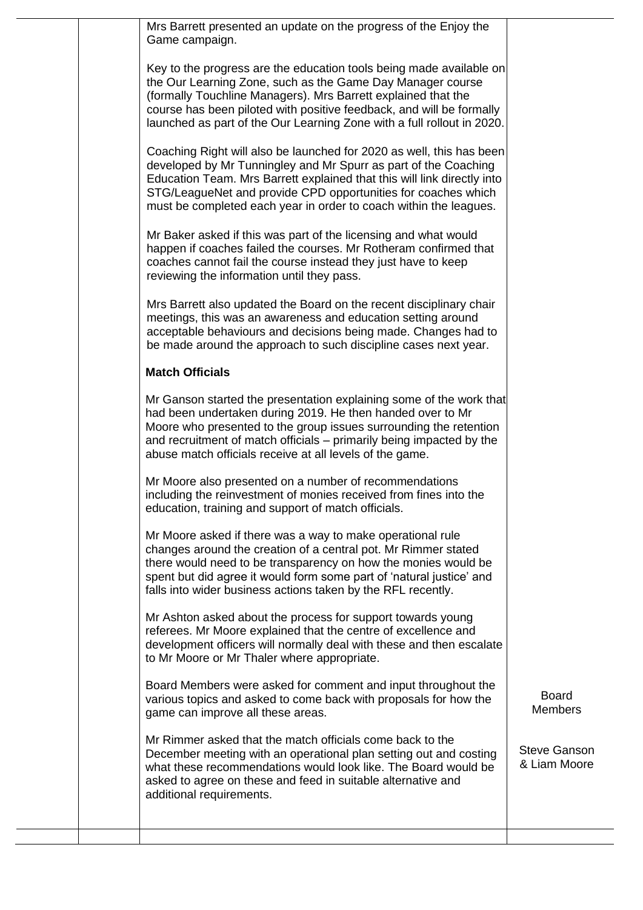Mrs Barrett presented an update on the progress of the Enjoy the Game campaign.

Key to the progress are the education tools being made available on the Our Learning Zone, such as the Game Day Manager course (formally Touchline Managers). Mrs Barrett explained that the course has been piloted with positive feedback, and will be formally launched as part of the Our Learning Zone with a full rollout in 2020.

Coaching Right will also be launched for 2020 as well, this has been developed by Mr Tunningley and Mr Spurr as part of the Coaching Education Team. Mrs Barrett explained that this will link directly into STG/LeagueNet and provide CPD opportunities for coaches which must be completed each year in order to coach within the leagues.

Mr Baker asked if this was part of the licensing and what would happen if coaches failed the courses. Mr Rotheram confirmed that coaches cannot fail the course instead they just have to keep reviewing the information until they pass.

Mrs Barrett also updated the Board on the recent disciplinary chair meetings, this was an awareness and education setting around acceptable behaviours and decisions being made. Changes had to be made around the approach to such discipline cases next year.

**Match Officials**

Mr Ganson started the presentation explaining some of the work that had been undertaken during 2019. He then handed over to Mr Moore who presented to the group issues surrounding the retention and recruitment of match officials – primarily being impacted by the abuse match officials receive at all levels of the game.

Mr Moore also presented on a number of recommendations including the reinvestment of monies received from fines into the education, training and support of match officials.

Mr Moore asked if there was a way to make operational rule changes around the creation of a central pot. Mr Rimmer stated there would need to be transparency on how the monies would be spent but did agree it would form some part of 'natural justice' and falls into wider business actions taken by the RFL recently.

Mr Ashton asked about the process for support towards young referees. Mr Moore explained that the centre of excellence and development officers will normally deal with these and then escalate to Mr Moore or Mr Thaler where appropriate.

| Minute | Action |
|---|---|
| Board Members were asked for comment and input throughout the various topics and asked to come back with proposals for how the game can improve all these areas. | Board Members |
| Mr Rimmer asked that the match officials come back to the December meeting with an operational plan setting out and costing what these recommendations would look like. The Board would be asked to agree on these and feed in suitable alternative and additional requirements. | Steve Ganson & Liam Moore |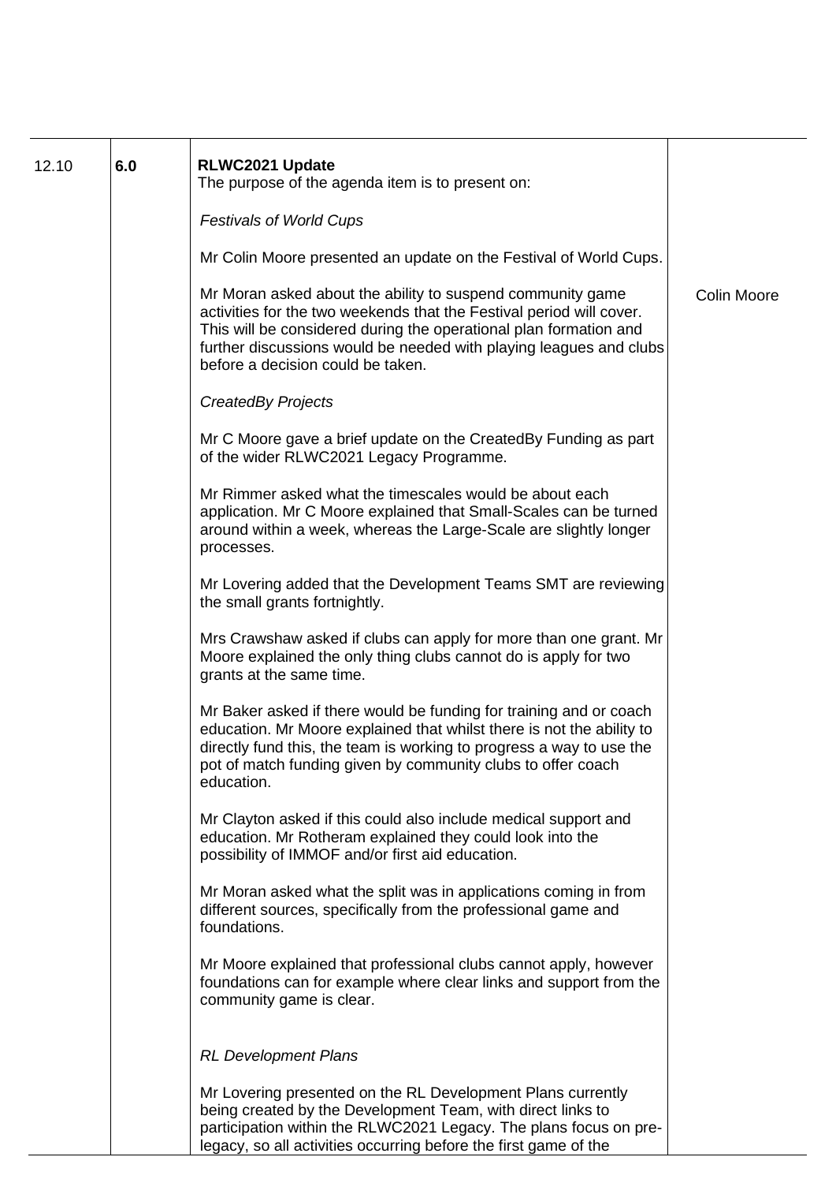| | | | |
|---|---|---|---|
| 12.10 | **6.0** | **RLWC2021 Update**<br>The purpose of the agenda item is to present on:<br><br>*Festivals of World Cups*<br><br>Mr Colin Moore presented an update on the Festival of World Cups.<br><br>Mr Moran asked about the ability to suspend community game activities for the two weekends that the Festival period will cover. This will be considered during the operational plan formation and further discussions would be needed with playing leagues and clubs before a decision could be taken.<br><br>*CreatedBy Projects*<br><br>Mr C Moore gave a brief update on the CreatedBy Funding as part of the wider RLWC2021 Legacy Programme.<br><br>Mr Rimmer asked what the timescales would be about each application. Mr C Moore explained that Small-Scales can be turned around within a week, whereas the Large-Scale are slightly longer processes.<br><br>Mr Lovering added that the Development Teams SMT are reviewing the small grants fortnightly.<br><br>Mrs Crawshaw asked if clubs can apply for more than one grant. Mr Moore explained the only thing clubs cannot do is apply for two grants at the same time.<br><br>Mr Baker asked if there would be funding for training and or coach education. Mr Moore explained that whilst there is not the ability to directly fund this, the team is working to progress a way to use the pot of match funding given by community clubs to offer coach education.<br><br>Mr Clayton asked if this could also include medical support and education. Mr Rotheram explained they could look into the possibility of IMMOF and/or first aid education.<br><br>Mr Moran asked what the split was in applications coming in from different sources, specifically from the professional game and foundations.<br><br>Mr Moore explained that professional clubs cannot apply, however foundations can for example where clear links and support from the community game is clear.<br><br>*RL Development Plans*<br><br>Mr Lovering presented on the RL Development Plans currently being created by the Development Team, with direct links to participation within the RLWC2021 Legacy. The plans focus on pre-legacy, so all activities occurring before the first game of the | Colin Moore |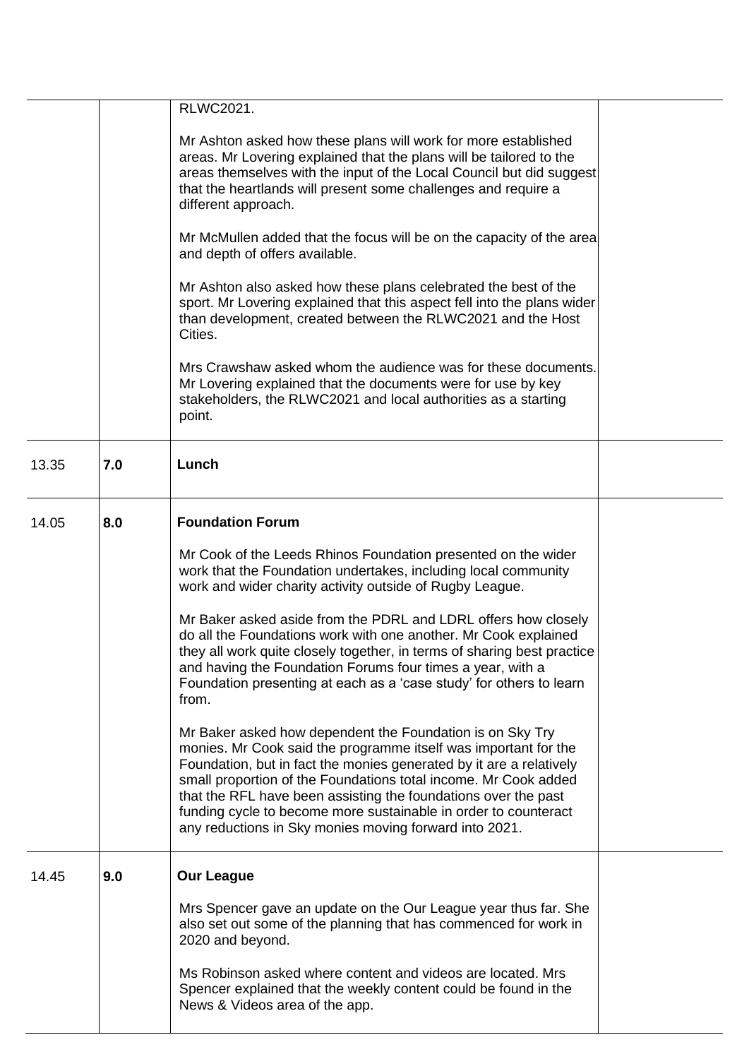| | | | |
|---|---|---|---|
| | | RLWC2021.<br><br>Mr Ashton asked how these plans will work for more established areas. Mr Lovering explained that the plans will be tailored to the areas themselves with the input of the Local Council but did suggest that the heartlands will present some challenges and require a different approach.<br><br>Mr McMullen added that the focus will be on the capacity of the area and depth of offers available.<br><br>Mr Ashton also asked how these plans celebrated the best of the sport. Mr Lovering explained that this aspect fell into the plans wider than development, created between the RLWC2021 and the Host Cities.<br><br>Mrs Crawshaw asked whom the audience was for these documents. Mr Lovering explained that the documents were for use by key stakeholders, the RLWC2021 and local authorities as a starting point. | |
| 13.35 | **7.0** | **Lunch** | |
| 14.05 | **8.0** | **Foundation Forum**<br><br>Mr Cook of the Leeds Rhinos Foundation presented on the wider work that the Foundation undertakes, including local community work and wider charity activity outside of Rugby League.<br><br>Mr Baker asked aside from the PDRL and LDRL offers how closely do all the Foundations work with one another. Mr Cook explained they all work quite closely together, in terms of sharing best practice and having the Foundation Forums four times a year, with a Foundation presenting at each as a 'case study' for others to learn from.<br><br>Mr Baker asked how dependent the Foundation is on Sky Try monies. Mr Cook said the programme itself was important for the Foundation, but in fact the monies generated by it are a relatively small proportion of the Foundations total income. Mr Cook added that the RFL have been assisting the foundations over the past funding cycle to become more sustainable in order to counteract any reductions in Sky monies moving forward into 2021. | |
| 14.45 | **9.0** | **Our League**<br><br>Mrs Spencer gave an update on the Our League year thus far. She also set out some of the planning that has commenced for work in 2020 and beyond.<br><br>Ms Robinson asked where content and videos are located. Mrs Spencer explained that the weekly content could be found in the News & Videos area of the app. | |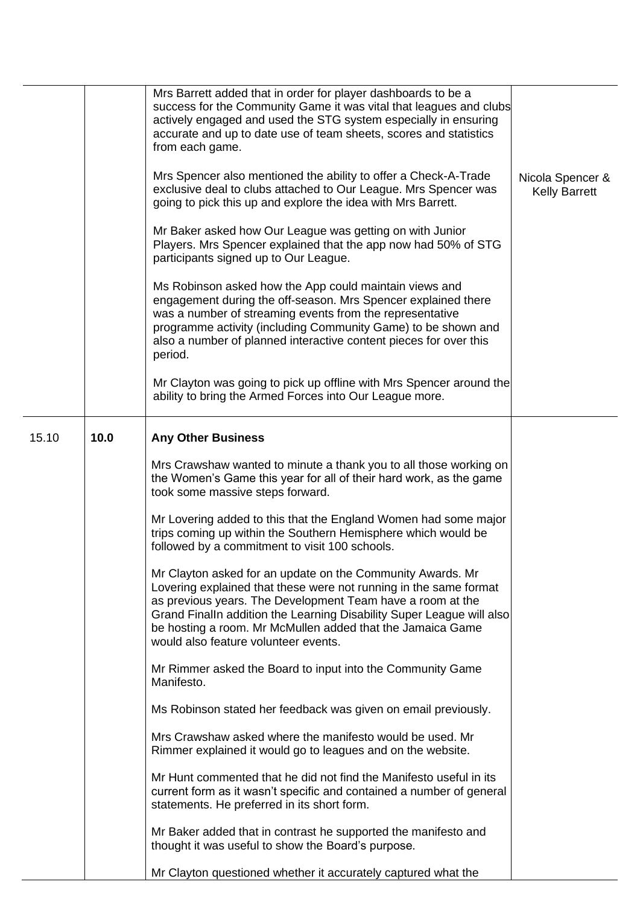| | | | |
|---|---|---|---|
| | | Mrs Barrett added that in order for player dashboards to be a success for the Community Game it was vital that leagues and clubs actively engaged and used the STG system especially in ensuring accurate and up to date use of team sheets, scores and statistics from each game.<br><br>Mrs Spencer also mentioned the ability to offer a Check-A-Trade exclusive deal to clubs attached to Our League. Mrs Spencer was going to pick this up and explore the idea with Mrs Barrett.<br><br>Mr Baker asked how Our League was getting on with Junior Players. Mrs Spencer explained that the app now had 50% of STG participants signed up to Our League.<br><br>Ms Robinson asked how the App could maintain views and engagement during the off-season. Mrs Spencer explained there was a number of streaming events from the representative programme activity (including Community Game) to be shown and also a number of planned interactive content pieces for over this period.<br><br>Mr Clayton was going to pick up offline with Mrs Spencer around the ability to bring the Armed Forces into Our League more. | Nicola Spencer & Kelly Barrett |
| 15.10 | **10.0** | **Any Other Business**<br><br>Mrs Crawshaw wanted to minute a thank you to all those working on the Women's Game this year for all of their hard work, as the game took some massive steps forward.<br><br>Mr Lovering added to this that the England Women had some major trips coming up within the Southern Hemisphere which would be followed by a commitment to visit 100 schools.<br><br>Mr Clayton asked for an update on the Community Awards. Mr Lovering explained that these were not running in the same format as previous years. The Development Team have a room at the Grand FinalIn addition the Learning Disability Super League will also be hosting a room. Mr McMullen added that the Jamaica Game would also feature volunteer events.<br><br>Mr Rimmer asked the Board to input into the Community Game Manifesto.<br><br>Ms Robinson stated her feedback was given on email previously.<br><br>Mrs Crawshaw asked where the manifesto would be used. Mr Rimmer explained it would go to leagues and on the website.<br><br>Mr Hunt commented that he did not find the Manifesto useful in its current form as it wasn't specific and contained a number of general statements. He preferred in its short form.<br><br>Mr Baker added that in contrast he supported the manifesto and thought it was useful to show the Board's purpose.<br><br>Mr Clayton questioned whether it accurately captured what the | |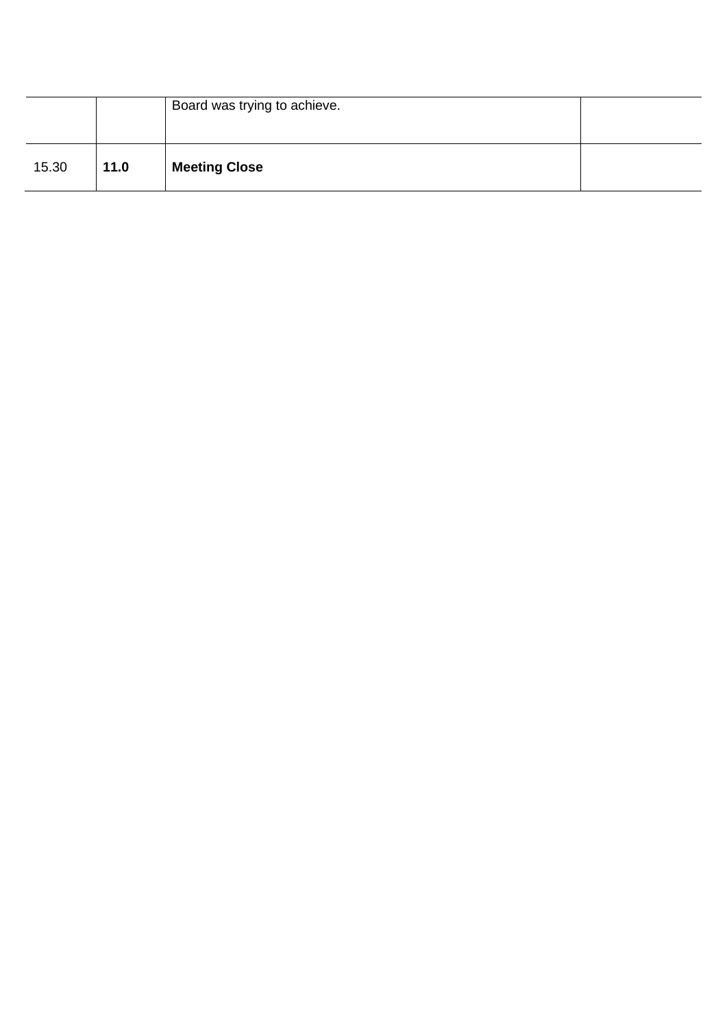| | | | |
|---|---|---|---|
| | | Board was trying to achieve. | |
| 15.30 | **11.0** | **Meeting Close** | |